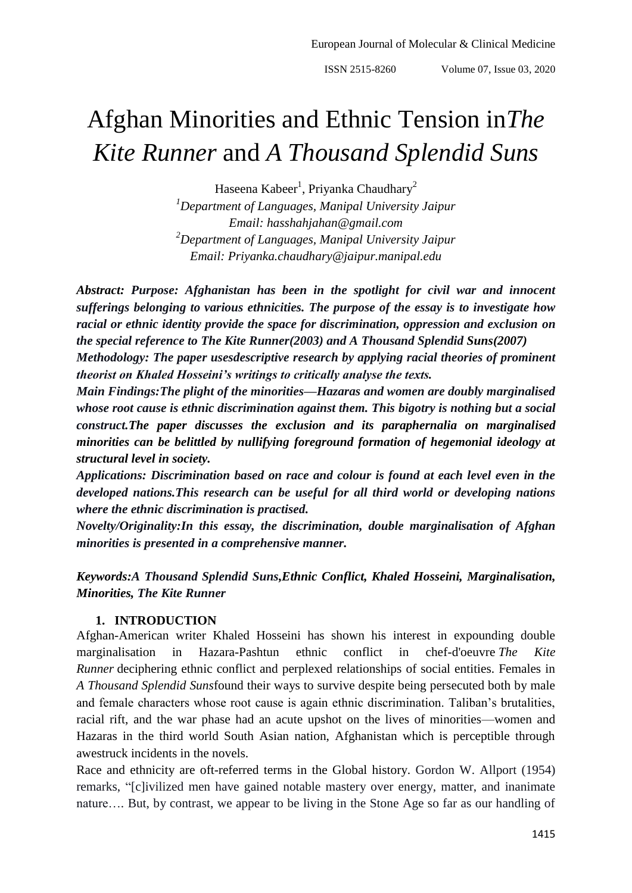# Afghan Minorities and Ethnic Tension in *The Kite Runner* and *A Thousand Splendid Suns*

Haseena Kabeer[1], Priyanka Chaudhary[2]

[1]*Department of Languages, Manipal University Jaipur*
*Email: hasshahjahan@gmail.com*
[2]*Department of Languages, Manipal University Jaipur*
*Email: Priyanka.chaudhary@jaipur.manipal.edu*

***Abstract: Purpose: Afghanistan has been in the spotlight for civil war and innocent sufferings belonging to various ethnicities. The purpose of the essay is to investigate how racial or ethnic identity provide the space for discrimination, oppression and exclusion on the special reference to The Kite Runner(2003) and A Thousand Splendid Suns(2007)***

***Methodology: The paper usesdescriptive research by applying racial theories of prominent theorist on Khaled Hosseini's writings to critically analyse the texts.***

***Main Findings:The plight of the minorities—Hazaras and women are doubly marginalised whose root cause is ethnic discrimination against them. This bigotry is nothing but a social construct.The paper discusses the exclusion and its paraphernalia on marginalised minorities can be belittled by nullifying foreground formation of hegemonial ideology at structural level in society.***

***Applications: Discrimination based on race and colour is found at each level even in the developed nations.This research can be useful for all third world or developing nations where the ethnic discrimination is practised.***

***Novelty/Originality:In this essay, the discrimination, double marginalisation of Afghan minorities is presented in a comprehensive manner.***

***Keywords:A Thousand Splendid Suns,Ethnic Conflict, Khaled Hosseini, Marginalisation, Minorities, The Kite Runner***

## 1. INTRODUCTION

Afghan-American writer Khaled Hosseini has shown his interest in expounding double marginalisation in Hazara-Pashtun ethnic conflict in chef-d'oeuvre *The Kite Runner* deciphering ethnic conflict and perplexed relationships of social entities. Females in *A Thousand Splendid Suns*found their ways to survive despite being persecuted both by male and female characters whose root cause is again ethnic discrimination. Taliban's brutalities, racial rift, and the war phase had an acute upshot on the lives of minorities—women and Hazaras in the third world South Asian nation, Afghanistan which is perceptible through awestruck incidents in the novels.

Race and ethnicity are oft-referred terms in the Global history. Gordon W. Allport (1954) remarks, "[c]ivilized men have gained notable mastery over energy, matter, and inanimate nature…. But, by contrast, we appear to be living in the Stone Age so far as our handling of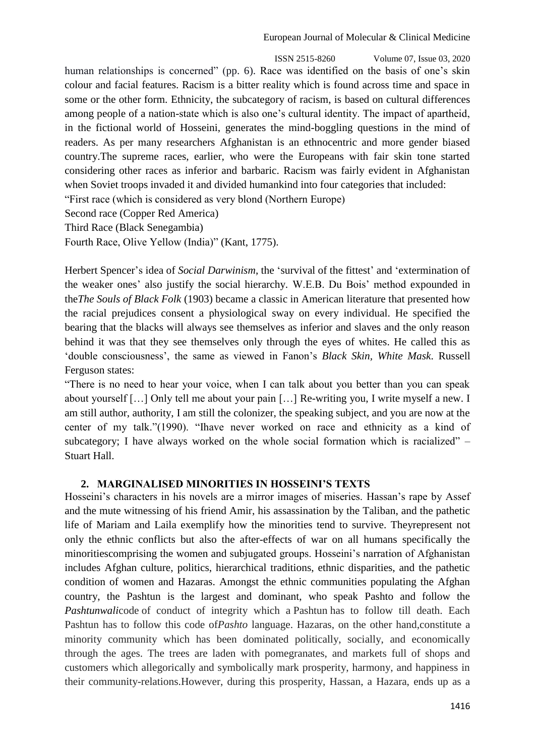human relationships is concerned" (pp. 6). Race was identified on the basis of one's skin colour and facial features. Racism is a bitter reality which is found across time and space in some or the other form. Ethnicity, the subcategory of racism, is based on cultural differences among people of a nation-state which is also one's cultural identity. The impact of apartheid, in the fictional world of Hosseini, generates the mind-boggling questions in the mind of readers. As per many researchers Afghanistan is an ethnocentric and more gender biased country.The supreme races, earlier, who were the Europeans with fair skin tone started considering other races as inferior and barbaric. Racism was fairly evident in Afghanistan when Soviet troops invaded it and divided humankind into four categories that included:

"First race (which is considered as very blond (Northern Europe)

Second race (Copper Red America)

Third Race (Black Senegambia)

Fourth Race, Olive Yellow (India)" (Kant, 1775).

Herbert Spencer's idea of *Social Darwinism*, the 'survival of the fittest' and 'extermination of the weaker ones' also justify the social hierarchy. W.E.B. Du Bois' method expounded in the*The Souls of Black Folk* (1903) became a classic in American literature that presented how the racial prejudices consent a physiological sway on every individual. He specified the bearing that the blacks will always see themselves as inferior and slaves and the only reason behind it was that they see themselves only through the eyes of whites. He called this as 'double consciousness', the same as viewed in Fanon's *Black Skin, White Mask*. Russell Ferguson states:

"There is no need to hear your voice, when I can talk about you better than you can speak about yourself […] Only tell me about your pain […] Re-writing you, I write myself a new. I am still author, authority, I am still the colonizer, the speaking subject, and you are now at the center of my talk."(1990). "Ihave never worked on race and ethnicity as a kind of subcategory; I have always worked on the whole social formation which is racialized" – Stuart Hall.

## 2. MARGINALISED MINORITIES IN HOSSEINI'S TEXTS

Hosseini's characters in his novels are a mirror images of miseries. Hassan's rape by Assef and the mute witnessing of his friend Amir, his assassination by the Taliban, and the pathetic life of Mariam and Laila exemplify how the minorities tend to survive. Theyrepresent not only the ethnic conflicts but also the after-effects of war on all humans specifically the minoritiescomprising the women and subjugated groups. Hosseini's narration of Afghanistan includes Afghan culture, politics, hierarchical traditions, ethnic disparities, and the pathetic condition of women and Hazaras. Amongst the ethnic communities populating the Afghan country, the Pashtun is the largest and dominant, who speak Pashto and follow the *Pashtunwali*code of conduct of integrity which a Pashtun has to follow till death. Each Pashtun has to follow this code of*Pashto* language. Hazaras, on the other hand,constitute a minority community which has been dominated politically, socially, and economically through the ages. The trees are laden with pomegranates, and markets full of shops and customers which allegorically and symbolically mark prosperity, harmony, and happiness in their community-relations.However, during this prosperity, Hassan, a Hazara, ends up as a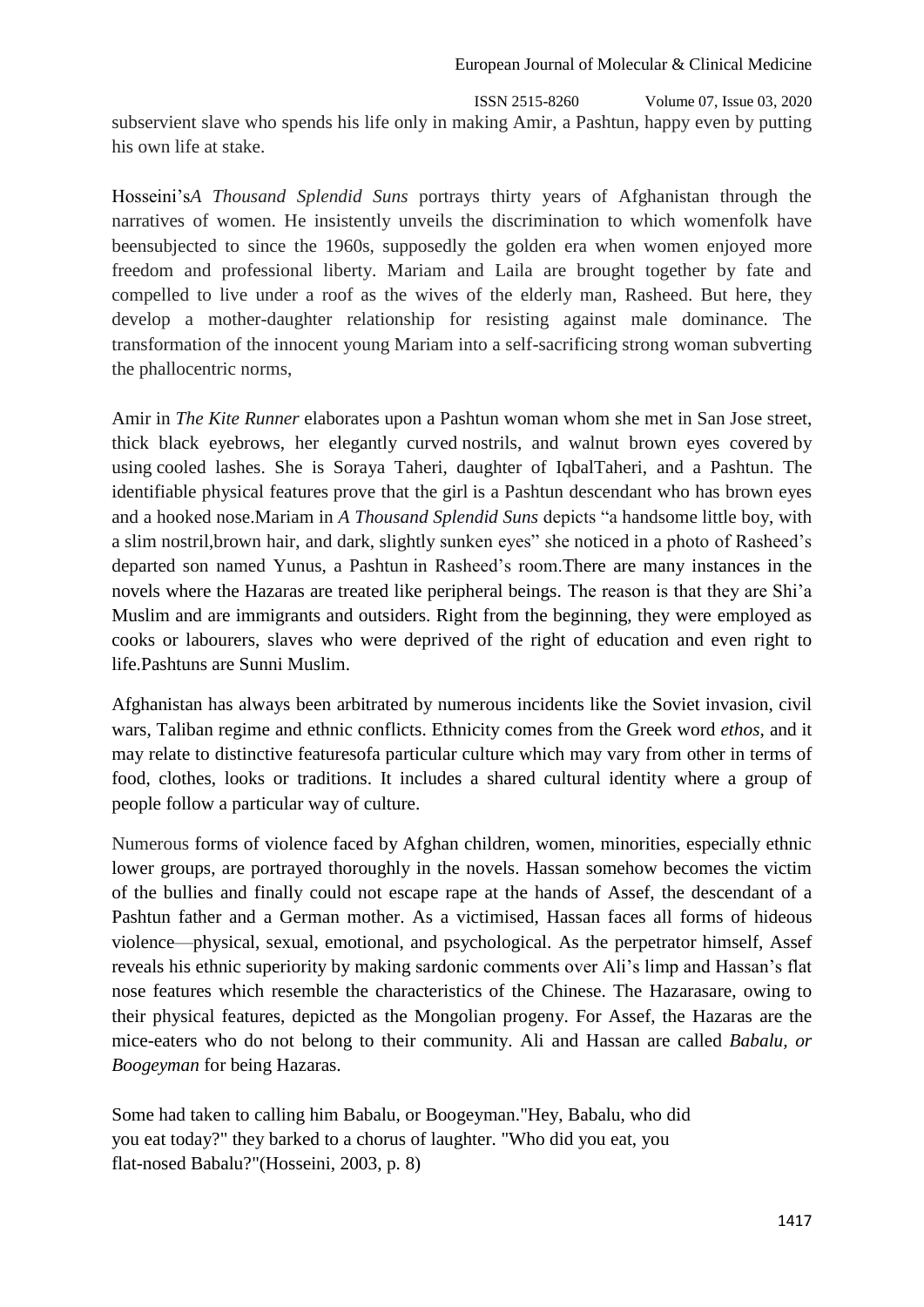subservient slave who spends his life only in making Amir, a Pashtun, happy even by putting his own life at stake.

Hosseini's*A Thousand Splendid Suns* portrays thirty years of Afghanistan through the narratives of women. He insistently unveils the discrimination to which womenfolk have beensubjected to since the 1960s, supposedly the golden era when women enjoyed more freedom and professional liberty. Mariam and Laila are brought together by fate and compelled to live under a roof as the wives of the elderly man, Rasheed. But here, they develop a mother-daughter relationship for resisting against male dominance. The transformation of the innocent young Mariam into a self-sacrificing strong woman subverting the phallocentric norms,

Amir in *The Kite Runner* elaborates upon a Pashtun woman whom she met in San Jose street, thick black eyebrows, her elegantly curved nostrils, and walnut brown eyes covered by using cooled lashes. She is Soraya Taheri, daughter of IqbalTaheri, and a Pashtun. The identifiable physical features prove that the girl is a Pashtun descendant who has brown eyes and a hooked nose.Mariam in *A Thousand Splendid Suns* depicts "a handsome little boy, with a slim nostril,brown hair, and dark, slightly sunken eyes" she noticed in a photo of Rasheed's departed son named Yunus, a Pashtun in Rasheed's room.There are many instances in the novels where the Hazaras are treated like peripheral beings. The reason is that they are Shi'a Muslim and are immigrants and outsiders. Right from the beginning, they were employed as cooks or labourers, slaves who were deprived of the right of education and even right to life.Pashtuns are Sunni Muslim.

Afghanistan has always been arbitrated by numerous incidents like the Soviet invasion, civil wars, Taliban regime and ethnic conflicts. Ethnicity comes from the Greek word *ethos*, and it may relate to distinctive featuresofa particular culture which may vary from other in terms of food, clothes, looks or traditions. It includes a shared cultural identity where a group of people follow a particular way of culture.

Numerous forms of violence faced by Afghan children, women, minorities, especially ethnic lower groups, are portrayed thoroughly in the novels. Hassan somehow becomes the victim of the bullies and finally could not escape rape at the hands of Assef, the descendant of a Pashtun father and a German mother. As a victimised, Hassan faces all forms of hideous violence—physical, sexual, emotional, and psychological. As the perpetrator himself, Assef reveals his ethnic superiority by making sardonic comments over Ali's limp and Hassan's flat nose features which resemble the characteristics of the Chinese. The Hazarasare, owing to their physical features, depicted as the Mongolian progeny. For Assef, the Hazaras are the mice-eaters who do not belong to their community. Ali and Hassan are called *Babalu, or Boogeyman* for being Hazaras.

Some had taken to calling him Babalu, or Boogeyman."Hey, Babalu, who did you eat today?" they barked to a chorus of laughter. "Who did you eat, you flat-nosed Babalu?"(Hosseini, 2003, p. 8)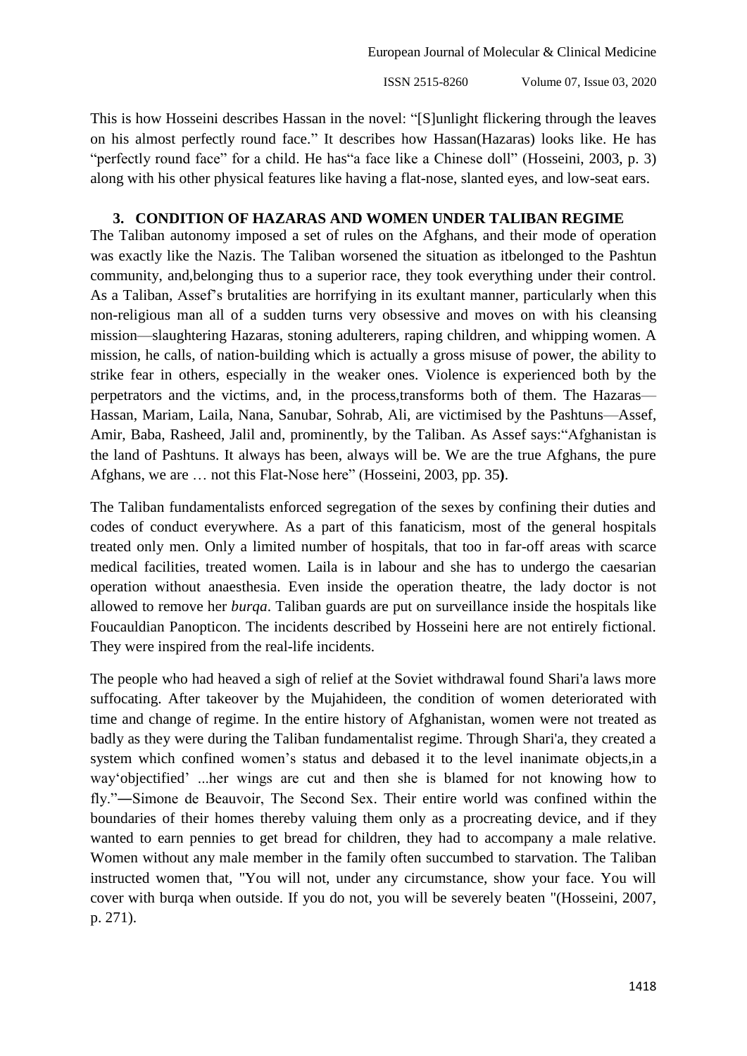This is how Hosseini describes Hassan in the novel: "[S]unlight flickering through the leaves on his almost perfectly round face." It describes how Hassan(Hazaras) looks like. He has "perfectly round face" for a child. He has"a face like a Chinese doll" (Hosseini, 2003, p. 3) along with his other physical features like having a flat-nose, slanted eyes, and low-seat ears.

## 3. CONDITION OF HAZARAS AND WOMEN UNDER TALIBAN REGIME

The Taliban autonomy imposed a set of rules on the Afghans, and their mode of operation was exactly like the Nazis. The Taliban worsened the situation as itbelonged to the Pashtun community, and,belonging thus to a superior race, they took everything under their control. As a Taliban, Assef's brutalities are horrifying in its exultant manner, particularly when this non-religious man all of a sudden turns very obsessive and moves on with his cleansing mission—slaughtering Hazaras, stoning adulterers, raping children, and whipping women. A mission, he calls, of nation-building which is actually a gross misuse of power, the ability to strike fear in others, especially in the weaker ones. Violence is experienced both by the perpetrators and the victims, and, in the process,transforms both of them. The Hazaras—Hassan, Mariam, Laila, Nana, Sanubar, Sohrab, Ali, are victimised by the Pashtuns—Assef, Amir, Baba, Rasheed, Jalil and, prominently, by the Taliban. As Assef says:"Afghanistan is the land of Pashtuns. It always has been, always will be. We are the true Afghans, the pure Afghans, we are … not this Flat-Nose here" (Hosseini, 2003, pp. 35**)**.

The Taliban fundamentalists enforced segregation of the sexes by confining their duties and codes of conduct everywhere. As a part of this fanaticism, most of the general hospitals treated only men. Only a limited number of hospitals, that too in far-off areas with scarce medical facilities, treated women. Laila is in labour and she has to undergo the caesarian operation without anaesthesia. Even inside the operation theatre, the lady doctor is not allowed to remove her *burqa*. Taliban guards are put on surveillance inside the hospitals like Foucauldian Panopticon. The incidents described by Hosseini here are not entirely fictional. They were inspired from the real-life incidents.

The people who had heaved a sigh of relief at the Soviet withdrawal found Shari'a laws more suffocating. After takeover by the Mujahideen, the condition of women deteriorated with time and change of regime. In the entire history of Afghanistan, women were not treated as badly as they were during the Taliban fundamentalist regime. Through Shari'a, they created a system which confined women's status and debased it to the level inanimate objects,in a way'objectified' ...her wings are cut and then she is blamed for not knowing how to fly."―Simone de Beauvoir, The Second Sex. Their entire world was confined within the boundaries of their homes thereby valuing them only as a procreating device, and if they wanted to earn pennies to get bread for children, they had to accompany a male relative. Women without any male member in the family often succumbed to starvation. The Taliban instructed women that, "You will not, under any circumstance, show your face. You will cover with burqa when outside. If you do not, you will be severely beaten "(Hosseini, 2007, p. 271).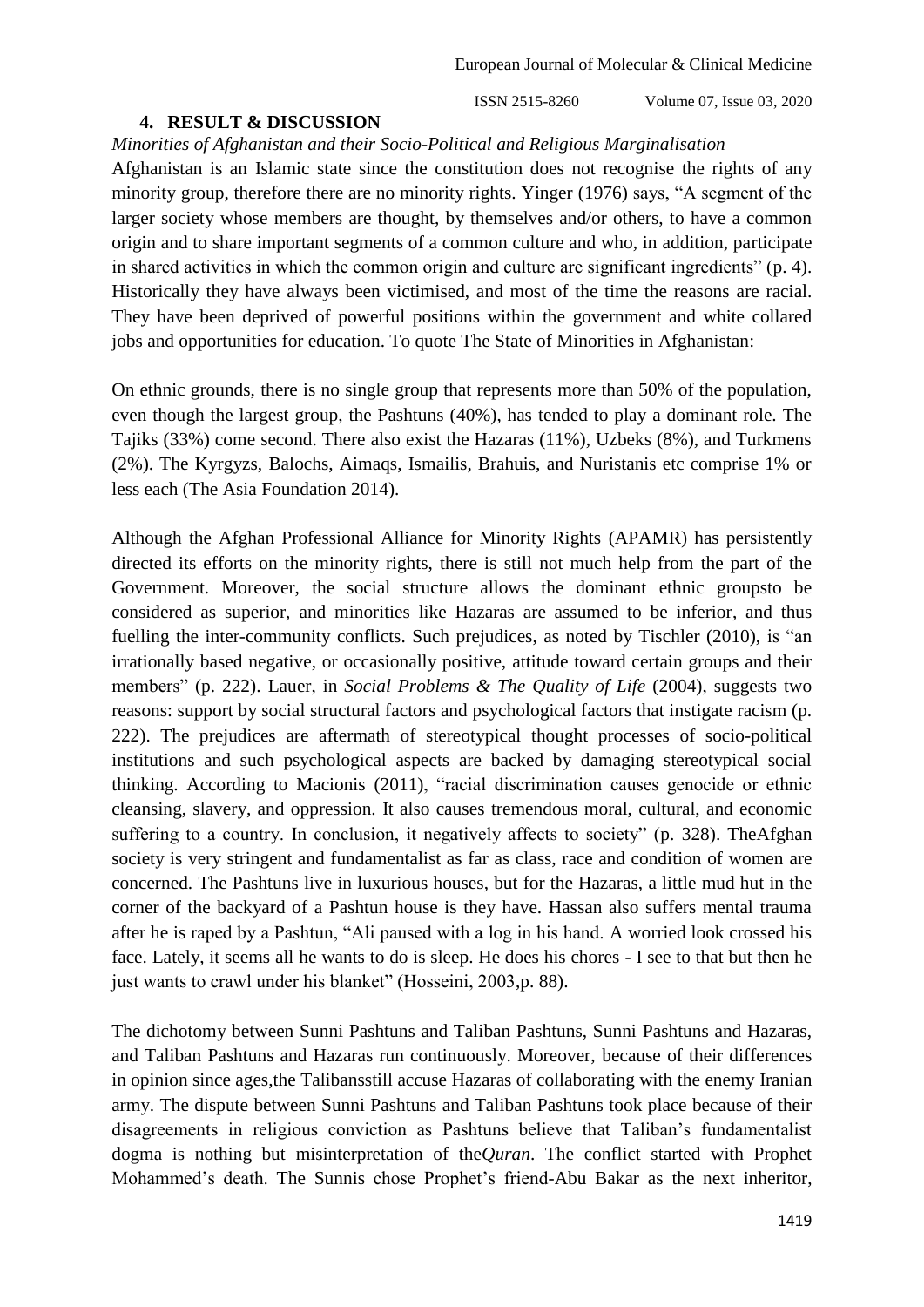## 4. RESULT & DISCUSSION

*Minorities of Afghanistan and their Socio-Political and Religious Marginalisation*

Afghanistan is an Islamic state since the constitution does not recognise the rights of any minority group, therefore there are no minority rights. Yinger (1976) says, "A segment of the larger society whose members are thought, by themselves and/or others, to have a common origin and to share important segments of a common culture and who, in addition, participate in shared activities in which the common origin and culture are significant ingredients" (p. 4). Historically they have always been victimised, and most of the time the reasons are racial. They have been deprived of powerful positions within the government and white collared jobs and opportunities for education. To quote The State of Minorities in Afghanistan:

On ethnic grounds, there is no single group that represents more than 50% of the population, even though the largest group, the Pashtuns (40%), has tended to play a dominant role. The Tajiks (33%) come second. There also exist the Hazaras (11%), Uzbeks (8%), and Turkmens (2%). The Kyrgyzs, Balochs, Aimaqs, Ismailis, Brahuis, and Nuristanis etc comprise 1% or less each (The Asia Foundation 2014).

Although the Afghan Professional Alliance for Minority Rights (APAMR) has persistently directed its efforts on the minority rights, there is still not much help from the part of the Government. Moreover, the social structure allows the dominant ethnic groupsto be considered as superior, and minorities like Hazaras are assumed to be inferior, and thus fuelling the inter-community conflicts. Such prejudices, as noted by Tischler (2010), is "an irrationally based negative, or occasionally positive, attitude toward certain groups and their members" (p. 222). Lauer, in *Social Problems & The Quality of Life* (2004), suggests two reasons: support by social structural factors and psychological factors that instigate racism (p. 222). The prejudices are aftermath of stereotypical thought processes of socio-political institutions and such psychological aspects are backed by damaging stereotypical social thinking. According to Macionis (2011), "racial discrimination causes genocide or ethnic cleansing, slavery, and oppression. It also causes tremendous moral, cultural, and economic suffering to a country. In conclusion, it negatively affects to society" (p. 328). TheAfghan society is very stringent and fundamentalist as far as class, race and condition of women are concerned. The Pashtuns live in luxurious houses, but for the Hazaras, a little mud hut in the corner of the backyard of a Pashtun house is they have. Hassan also suffers mental trauma after he is raped by a Pashtun, "Ali paused with a log in his hand. A worried look crossed his face. Lately, it seems all he wants to do is sleep. He does his chores - I see to that but then he just wants to crawl under his blanket" (Hosseini, 2003,p. 88).

The dichotomy between Sunni Pashtuns and Taliban Pashtuns, Sunni Pashtuns and Hazaras, and Taliban Pashtuns and Hazaras run continuously. Moreover, because of their differences in opinion since ages,the Talibansstill accuse Hazaras of collaborating with the enemy Iranian army. The dispute between Sunni Pashtuns and Taliban Pashtuns took place because of their disagreements in religious conviction as Pashtuns believe that Taliban's fundamentalist dogma is nothing but misinterpretation of the*Quran*. The conflict started with Prophet Mohammed's death. The Sunnis chose Prophet's friend-Abu Bakar as the next inheritor,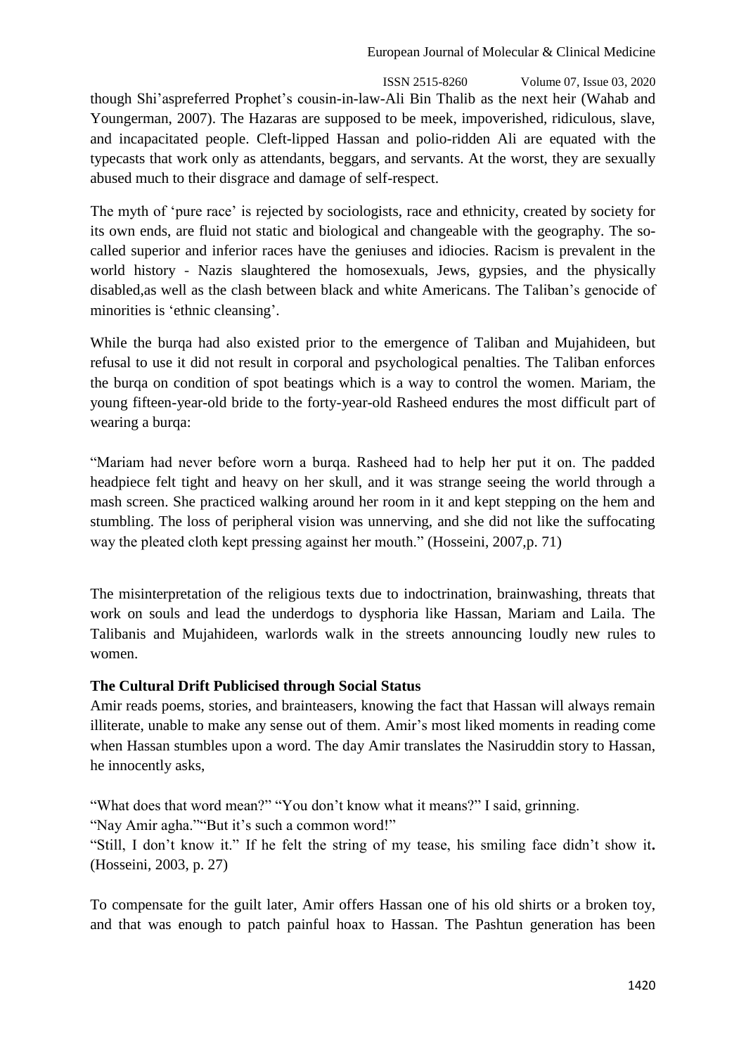though Shi'aspreferred Prophet's cousin-in-law-Ali Bin Thalib as the next heir (Wahab and Youngerman, 2007). The Hazaras are supposed to be meek, impoverished, ridiculous, slave, and incapacitated people. Cleft-lipped Hassan and polio-ridden Ali are equated with the typecasts that work only as attendants, beggars, and servants. At the worst, they are sexually abused much to their disgrace and damage of self-respect.

The myth of 'pure race' is rejected by sociologists, race and ethnicity, created by society for its own ends, are fluid not static and biological and changeable with the geography. The so-called superior and inferior races have the geniuses and idiocies. Racism is prevalent in the world history - Nazis slaughtered the homosexuals, Jews, gypsies, and the physically disabled,as well as the clash between black and white Americans. The Taliban's genocide of minorities is 'ethnic cleansing'.

While the burqa had also existed prior to the emergence of Taliban and Mujahideen, but refusal to use it did not result in corporal and psychological penalties. The Taliban enforces the burqa on condition of spot beatings which is a way to control the women. Mariam, the young fifteen-year-old bride to the forty-year-old Rasheed endures the most difficult part of wearing a burqa:

"Mariam had never before worn a burqa. Rasheed had to help her put it on. The padded headpiece felt tight and heavy on her skull, and it was strange seeing the world through a mash screen. She practiced walking around her room in it and kept stepping on the hem and stumbling. The loss of peripheral vision was unnerving, and she did not like the suffocating way the pleated cloth kept pressing against her mouth." (Hosseini, 2007,p. 71)

The misinterpretation of the religious texts due to indoctrination, brainwashing, threats that work on souls and lead the underdogs to dysphoria like Hassan, Mariam and Laila. The Talibanis and Mujahideen, warlords walk in the streets announcing loudly new rules to women.

**The Cultural Drift Publicised through Social Status**

Amir reads poems, stories, and brainteasers, knowing the fact that Hassan will always remain illiterate, unable to make any sense out of them. Amir's most liked moments in reading come when Hassan stumbles upon a word. The day Amir translates the Nasiruddin story to Hassan, he innocently asks,

"What does that word mean?" "You don't know what it means?" I said, grinning.
"Nay Amir agha.""But it's such a common word!"
"Still, I don't know it." If he felt the string of my tease, his smiling face didn't show it**.** (Hosseini, 2003, p. 27)

To compensate for the guilt later, Amir offers Hassan one of his old shirts or a broken toy, and that was enough to patch painful hoax to Hassan. The Pashtun generation has been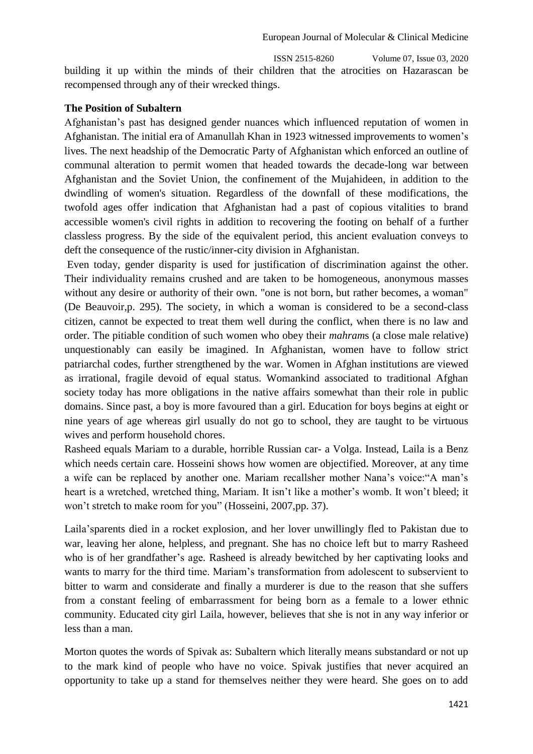building it up within the minds of their children that the atrocities on Hazarascan be recompensed through any of their wrecked things.

**The Position of Subaltern**

Afghanistan's past has designed gender nuances which influenced reputation of women in Afghanistan. The initial era of Amanullah Khan in 1923 witnessed improvements to women's lives. The next headship of the Democratic Party of Afghanistan which enforced an outline of communal alteration to permit women that headed towards the decade-long war between Afghanistan and the Soviet Union, the confinement of the Mujahideen, in addition to the dwindling of women's situation. Regardless of the downfall of these modifications, the twofold ages offer indication that Afghanistan had a past of copious vitalities to brand accessible women's civil rights in addition to recovering the footing on behalf of a further classless progress. By the side of the equivalent period, this ancient evaluation conveys to deft the consequence of the rustic/inner-city division in Afghanistan.

Even today, gender disparity is used for justification of discrimination against the other. Their individuality remains crushed and are taken to be homogeneous, anonymous masses without any desire or authority of their own. "one is not born, but rather becomes, a woman" (De Beauvoir,p. 295). The society, in which a woman is considered to be a second-class citizen, cannot be expected to treat them well during the conflict, when there is no law and order. The pitiable condition of such women who obey their *mahram*s (a close male relative) unquestionably can easily be imagined. In Afghanistan, women have to follow strict patriarchal codes, further strengthened by the war. Women in Afghan institutions are viewed as irrational, fragile devoid of equal status. Womankind associated to traditional Afghan society today has more obligations in the native affairs somewhat than their role in public domains. Since past, a boy is more favoured than a girl. Education for boys begins at eight or nine years of age whereas girl usually do not go to school, they are taught to be virtuous wives and perform household chores.

Rasheed equals Mariam to a durable, horrible Russian car- a Volga. Instead, Laila is a Benz which needs certain care. Hosseini shows how women are objectified. Moreover, at any time a wife can be replaced by another one. Mariam recallsher mother Nana's voice:"A man's heart is a wretched, wretched thing, Mariam. It isn't like a mother's womb. It won't bleed; it won't stretch to make room for you" (Hosseini, 2007,pp. 37).

Laila'sparents died in a rocket explosion, and her lover unwillingly fled to Pakistan due to war, leaving her alone, helpless, and pregnant. She has no choice left but to marry Rasheed who is of her grandfather's age. Rasheed is already bewitched by her captivating looks and wants to marry for the third time. Mariam's transformation from adolescent to subservient to bitter to warm and considerate and finally a murderer is due to the reason that she suffers from a constant feeling of embarrassment for being born as a female to a lower ethnic community. Educated city girl Laila, however, believes that she is not in any way inferior or less than a man.

Morton quotes the words of Spivak as: Subaltern which literally means substandard or not up to the mark kind of people who have no voice. Spivak justifies that never acquired an opportunity to take up a stand for themselves neither they were heard. She goes on to add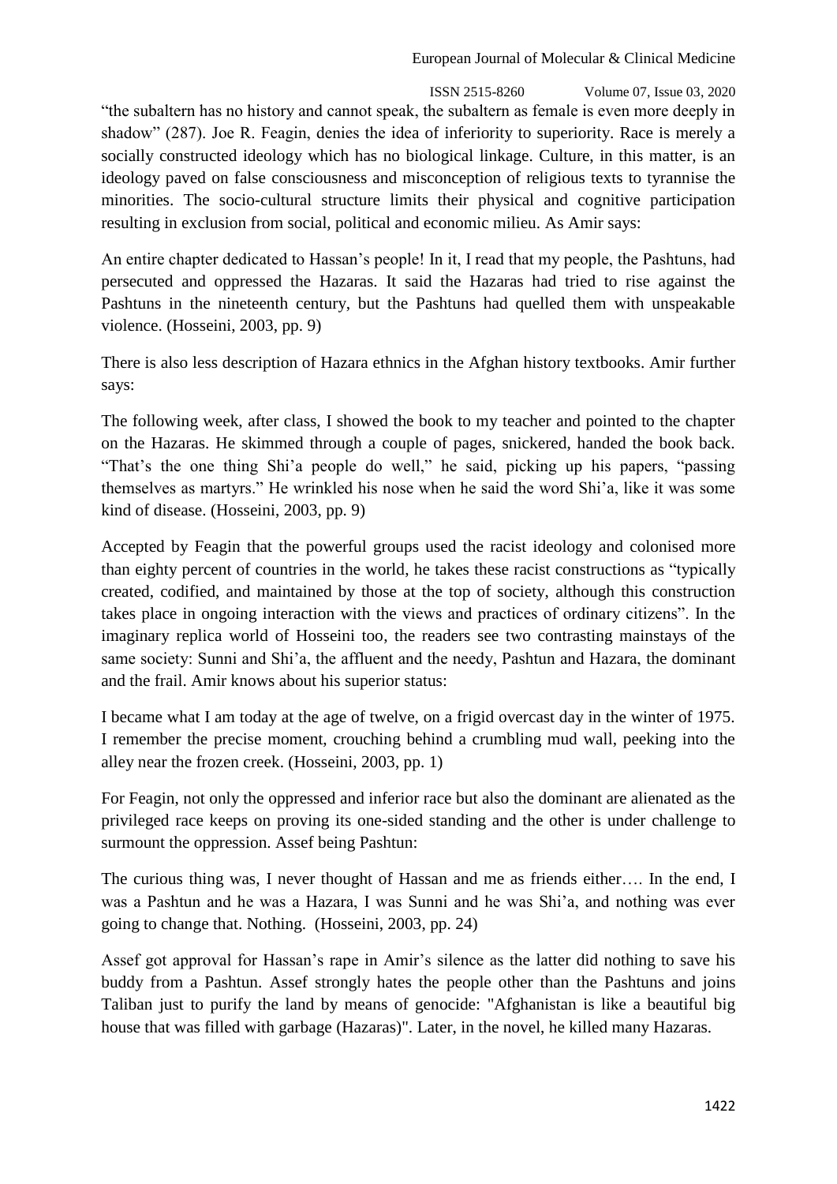"the subaltern has no history and cannot speak, the subaltern as female is even more deeply in shadow" (287). Joe R. Feagin, denies the idea of inferiority to superiority. Race is merely a socially constructed ideology which has no biological linkage. Culture, in this matter, is an ideology paved on false consciousness and misconception of religious texts to tyrannise the minorities. The socio-cultural structure limits their physical and cognitive participation resulting in exclusion from social, political and economic milieu. As Amir says:

An entire chapter dedicated to Hassan's people! In it, I read that my people, the Pashtuns, had persecuted and oppressed the Hazaras. It said the Hazaras had tried to rise against the Pashtuns in the nineteenth century, but the Pashtuns had quelled them with unspeakable violence. (Hosseini, 2003, pp. 9)

There is also less description of Hazara ethnics in the Afghan history textbooks. Amir further says:

The following week, after class, I showed the book to my teacher and pointed to the chapter on the Hazaras. He skimmed through a couple of pages, snickered, handed the book back. "That's the one thing Shi'a people do well," he said, picking up his papers, "passing themselves as martyrs." He wrinkled his nose when he said the word Shi'a, like it was some kind of disease. (Hosseini, 2003, pp. 9)

Accepted by Feagin that the powerful groups used the racist ideology and colonised more than eighty percent of countries in the world, he takes these racist constructions as "typically created, codified, and maintained by those at the top of society, although this construction takes place in ongoing interaction with the views and practices of ordinary citizens". In the imaginary replica world of Hosseini too, the readers see two contrasting mainstays of the same society: Sunni and Shi'a, the affluent and the needy, Pashtun and Hazara, the dominant and the frail. Amir knows about his superior status:

I became what I am today at the age of twelve, on a frigid overcast day in the winter of 1975. I remember the precise moment, crouching behind a crumbling mud wall, peeking into the alley near the frozen creek. (Hosseini, 2003, pp. 1)

For Feagin, not only the oppressed and inferior race but also the dominant are alienated as the privileged race keeps on proving its one-sided standing and the other is under challenge to surmount the oppression. Assef being Pashtun:

The curious thing was, I never thought of Hassan and me as friends either…. In the end, I was a Pashtun and he was a Hazara, I was Sunni and he was Shi'a, and nothing was ever going to change that. Nothing. (Hosseini, 2003, pp. 24)

Assef got approval for Hassan's rape in Amir's silence as the latter did nothing to save his buddy from a Pashtun. Assef strongly hates the people other than the Pashtuns and joins Taliban just to purify the land by means of genocide: "Afghanistan is like a beautiful big house that was filled with garbage (Hazaras)". Later, in the novel, he killed many Hazaras.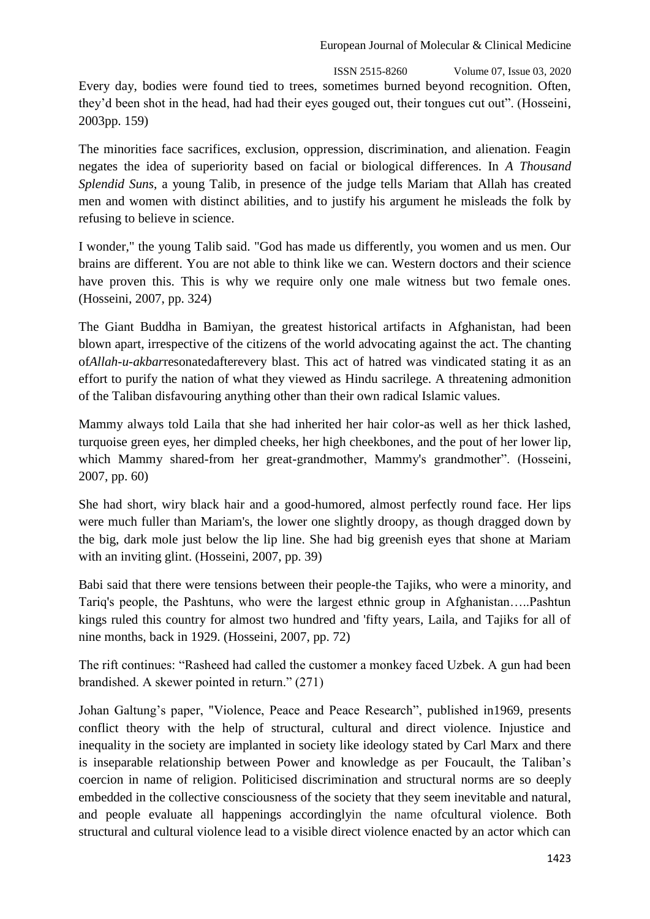Every day, bodies were found tied to trees, sometimes burned beyond recognition. Often, they'd been shot in the head, had had their eyes gouged out, their tongues cut out". (Hosseini, 2003pp. 159)

The minorities face sacrifices, exclusion, oppression, discrimination, and alienation. Feagin negates the idea of superiority based on facial or biological differences. In *A Thousand Splendid Suns*, a young Talib, in presence of the judge tells Mariam that Allah has created men and women with distinct abilities, and to justify his argument he misleads the folk by refusing to believe in science.

I wonder," the young Talib said. "God has made us differently, you women and us men. Our brains are different. You are not able to think like we can. Western doctors and their science have proven this. This is why we require only one male witness but two female ones. (Hosseini, 2007, pp. 324)

The Giant Buddha in Bamiyan, the greatest historical artifacts in Afghanistan, had been blown apart, irrespective of the citizens of the world advocating against the act. The chanting of*Allah-u-akbar*resonatedafterevery blast. This act of hatred was vindicated stating it as an effort to purify the nation of what they viewed as Hindu sacrilege. A threatening admonition of the Taliban disfavouring anything other than their own radical Islamic values.

Mammy always told Laila that she had inherited her hair color-as well as her thick lashed, turquoise green eyes, her dimpled cheeks, her high cheekbones, and the pout of her lower lip, which Mammy shared-from her great-grandmother, Mammy's grandmother". (Hosseini, 2007, pp. 60)

She had short, wiry black hair and a good-humored, almost perfectly round face. Her lips were much fuller than Mariam's, the lower one slightly droopy, as though dragged down by the big, dark mole just below the lip line. She had big greenish eyes that shone at Mariam with an inviting glint. (Hosseini, 2007, pp. 39)

Babi said that there were tensions between their people-the Tajiks, who were a minority, and Tariq's people, the Pashtuns, who were the largest ethnic group in Afghanistan…..Pashtun kings ruled this country for almost two hundred and 'fifty years, Laila, and Tajiks for all of nine months, back in 1929. (Hosseini, 2007, pp. 72)

The rift continues: "Rasheed had called the customer a monkey faced Uzbek. A gun had been brandished. A skewer pointed in return." (271)

Johan Galtung's paper, "Violence, Peace and Peace Research", published in1969, presents conflict theory with the help of structural, cultural and direct violence. Injustice and inequality in the society are implanted in society like ideology stated by Carl Marx and there is inseparable relationship between Power and knowledge as per Foucault, the Taliban's coercion in name of religion. Politicised discrimination and structural norms are so deeply embedded in the collective consciousness of the society that they seem inevitable and natural, and people evaluate all happenings accordinglyin the name ofcultural violence. Both structural and cultural violence lead to a visible direct violence enacted by an actor which can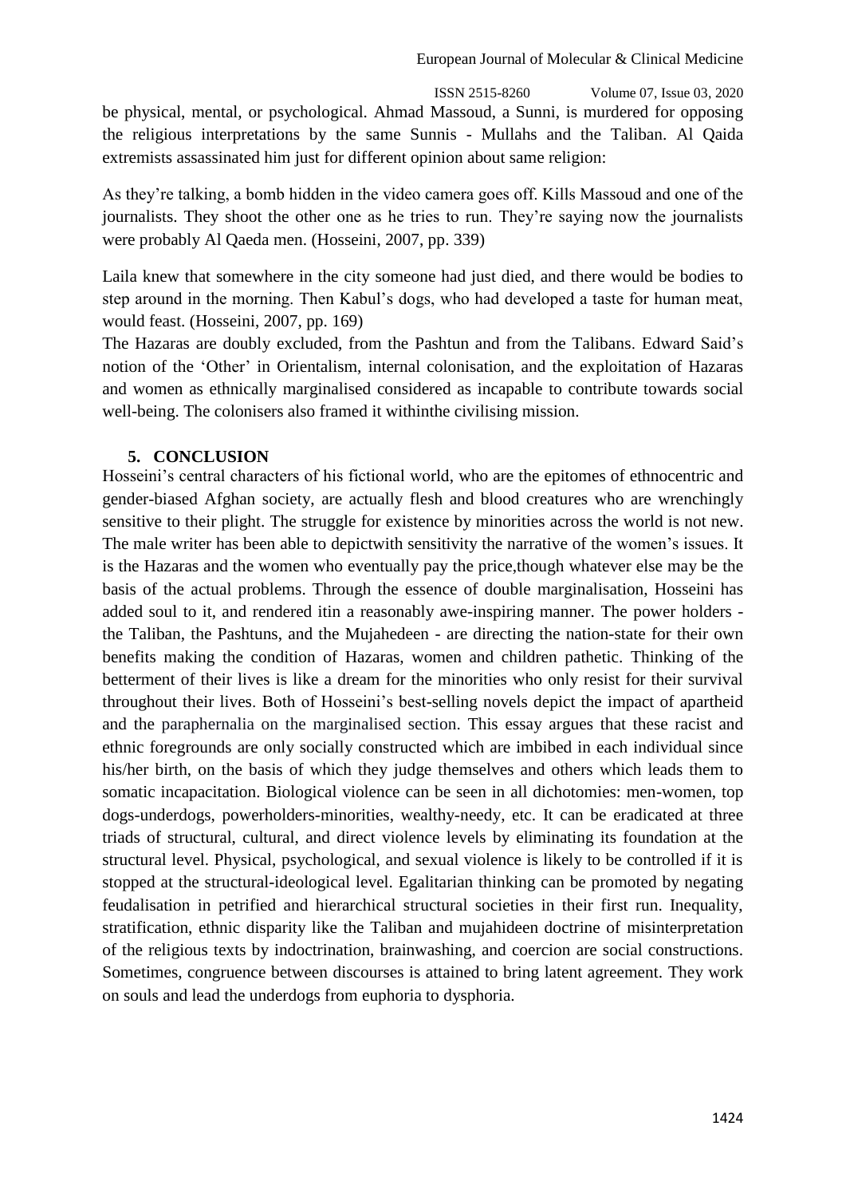be physical, mental, or psychological. Ahmad Massoud, a Sunni, is murdered for opposing the religious interpretations by the same Sunnis - Mullahs and the Taliban. Al Qaida extremists assassinated him just for different opinion about same religion:

As they're talking, a bomb hidden in the video camera goes off. Kills Massoud and one of the journalists. They shoot the other one as he tries to run. They're saying now the journalists were probably Al Qaeda men. (Hosseini, 2007, pp. 339)

Laila knew that somewhere in the city someone had just died, and there would be bodies to step around in the morning. Then Kabul's dogs, who had developed a taste for human meat, would feast. (Hosseini, 2007, pp. 169)

The Hazaras are doubly excluded, from the Pashtun and from the Talibans. Edward Said's notion of the 'Other' in Orientalism, internal colonisation, and the exploitation of Hazaras and women as ethnically marginalised considered as incapable to contribute towards social well-being. The colonisers also framed it withinthe civilising mission.

## 5. CONCLUSION

Hosseini's central characters of his fictional world, who are the epitomes of ethnocentric and gender-biased Afghan society, are actually flesh and blood creatures who are wrenchingly sensitive to their plight. The struggle for existence by minorities across the world is not new. The male writer has been able to depictwith sensitivity the narrative of the women's issues. It is the Hazaras and the women who eventually pay the price,though whatever else may be the basis of the actual problems. Through the essence of double marginalisation, Hosseini has added soul to it, and rendered itin a reasonably awe-inspiring manner. The power holders - the Taliban, the Pashtuns, and the Mujahedeen - are directing the nation-state for their own benefits making the condition of Hazaras, women and children pathetic. Thinking of the betterment of their lives is like a dream for the minorities who only resist for their survival throughout their lives. Both of Hosseini's best-selling novels depict the impact of apartheid and the paraphernalia on the marginalised section. This essay argues that these racist and ethnic foregrounds are only socially constructed which are imbibed in each individual since his/her birth, on the basis of which they judge themselves and others which leads them to somatic incapacitation. Biological violence can be seen in all dichotomies: men-women, top dogs-underdogs, powerholders-minorities, wealthy-needy, etc. It can be eradicated at three triads of structural, cultural, and direct violence levels by eliminating its foundation at the structural level. Physical, psychological, and sexual violence is likely to be controlled if it is stopped at the structural-ideological level. Egalitarian thinking can be promoted by negating feudalisation in petrified and hierarchical structural societies in their first run. Inequality, stratification, ethnic disparity like the Taliban and mujahideen doctrine of misinterpretation of the religious texts by indoctrination, brainwashing, and coercion are social constructions. Sometimes, congruence between discourses is attained to bring latent agreement. They work on souls and lead the underdogs from euphoria to dysphoria.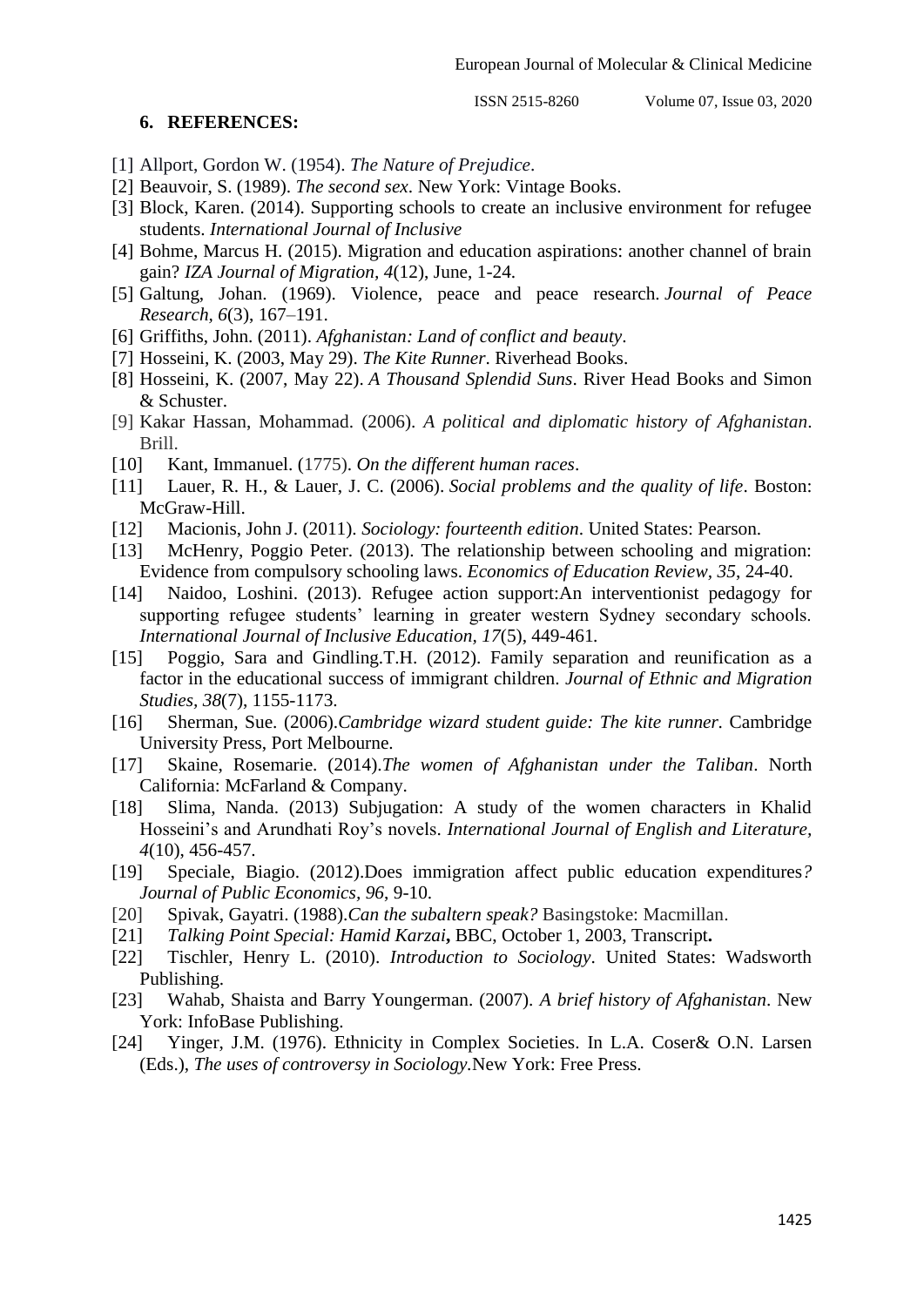## 6. REFERENCES:

[1] Allport, Gordon W. (1954). *The Nature of Prejudice*.

[2] Beauvoir, S. (1989). *The second sex*. New York: Vintage Books.

[3] Block, Karen. (2014). Supporting schools to create an inclusive environment for refugee students. *International Journal of Inclusive*

[4] Bohme, Marcus H. (2015). Migration and education aspirations: another channel of brain gain? *IZA Journal of Migration*, *4*(12), June, 1-24.

[5] Galtung, Johan. (1969). Violence, peace and peace research. *Journal of Peace Research*, *6*(3), 167–191.

[6] Griffiths, John. (2011). *Afghanistan: Land of conflict and beauty*.

[7] Hosseini, K. (2003, May 29). *The Kite Runner*. Riverhead Books.

[8] Hosseini, K. (2007, May 22). *A Thousand Splendid Suns*. River Head Books and Simon & Schuster.

[9] Kakar Hassan, Mohammad. (2006). *A political and diplomatic history of Afghanistan*. Brill.

[10] Kant, Immanuel. (1775). *On the different human races*.

[11] Lauer, R. H., & Lauer, J. C. (2006). *Social problems and the quality of life*. Boston: McGraw-Hill.

[12] Macionis, John J. (2011). *Sociology: fourteenth edition*. United States: Pearson.

[13] McHenry, Poggio Peter. (2013). The relationship between schooling and migration: Evidence from compulsory schooling laws. *Economics of Education Review, 35*, 24-40.

[14] Naidoo, Loshini. (2013). Refugee action support:An interventionist pedagogy for supporting refugee students' learning in greater western Sydney secondary schools. *International Journal of Inclusive Education, 17*(5), 449-461.

[15] Poggio, Sara and Gindling.T.H. (2012). Family separation and reunification as a factor in the educational success of immigrant children. *Journal of Ethnic and Migration Studies, 38*(7), 1155-1173.

[16] Sherman, Sue. (2006).*Cambridge wizard student guide: The kite runner.* Cambridge University Press, Port Melbourne.

[17] Skaine, Rosemarie. (2014).*The women of Afghanistan under the Taliban*. North California: McFarland & Company.

[18] Slima, Nanda. (2013) Subjugation: A study of the women characters in Khalid Hosseini's and Arundhati Roy's novels. *International Journal of English and Literature, 4*(10), 456-457.

[19] Speciale, Biagio. (2012).Does immigration affect public education expenditures*? Journal of Public Economics, 96*, 9-10.

[20] Spivak, Gayatri. (1988).*Can the subaltern speak?* Basingstoke: Macmillan.

[21] *Talking Point Special: Hamid Karzai***,** BBC, October 1, 2003, Transcript**.**

[22] Tischler, Henry L. (2010). *Introduction to Sociology*. United States: Wadsworth Publishing.

[23] Wahab, Shaista and Barry Youngerman. (2007). *A brief history of Afghanistan*. New York: InfoBase Publishing.

[24] Yinger, J.M. (1976). Ethnicity in Complex Societies. In L.A. Coser& O.N. Larsen (Eds.), *The uses of controversy in Sociology.*New York: Free Press.